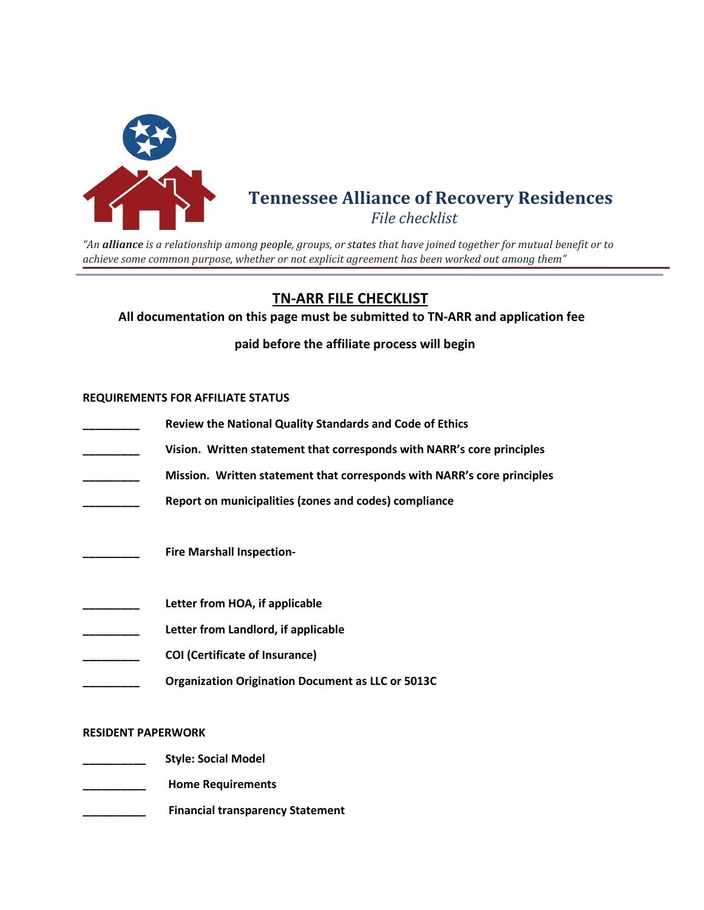# Tennessee Alliance of Recovery Residences

*File checklist*

*"An **alliance** is a relationship among **people**, groups, or **states** that have joined together for mutual benefit or to achieve some common purpose, whether or not explicit agreement has been worked out among them"*

---

## TN-ARR FILE CHECKLIST

**All documentation on this page must be submitted to TN-ARR and application fee paid before the affiliate process will begin**

**REQUIREMENTS FOR AFFILIATE STATUS**

_________ **Review the National Quality Standards and Code of Ethics**

_________ **Vision. Written statement that corresponds with NARR's core principles**

_________ **Mission. Written statement that corresponds with NARR's core principles**

_________ **Report on municipalities (zones and codes) compliance**

_________ **Fire Marshall Inspection-**

_________ **Letter from HOA, if applicable**

_________ **Letter from Landlord, if applicable**

_________ **COI (Certificate of Insurance)**

_________ **Organization Origination Document as LLC or 5013C**

**RESIDENT PAPERWORK**

__________ **Style: Social Model**

__________ **Home Requirements**

__________ **Financial transparency Statement**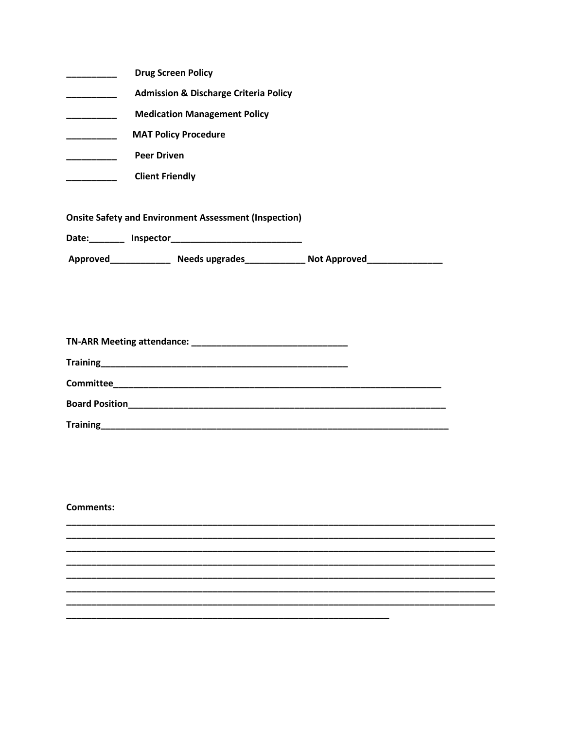__________ **Drug Screen Policy**

__________ **Admission & Discharge Criteria Policy**

__________ **Medication Management Policy**

__________ **MAT Policy Procedure**

__________ **Peer Driven**

__________ **Client Friendly**

**Onsite Safety and Environment Assessment (Inspection)**

**Date:_______ Inspector__________________________**

**Approved____________ Needs upgrades____________ Not Approved_______________**

**TN-ARR Meeting attendance: _______________________________**

**Training___________________________________________________**

**Committee___________________________________________________________________**

**Board Position_______________________________________________________________**

**Training______________________________________________________________________**

**Comments:**

_____________________________________________________________________________________

_____________________________________________________________________________________

_____________________________________________________________________________________

_____________________________________________________________________________________

_____________________________________________________________________________________

_____________________________________________________________________________________

_____________________________________________________________________________________

_________________________________________________________________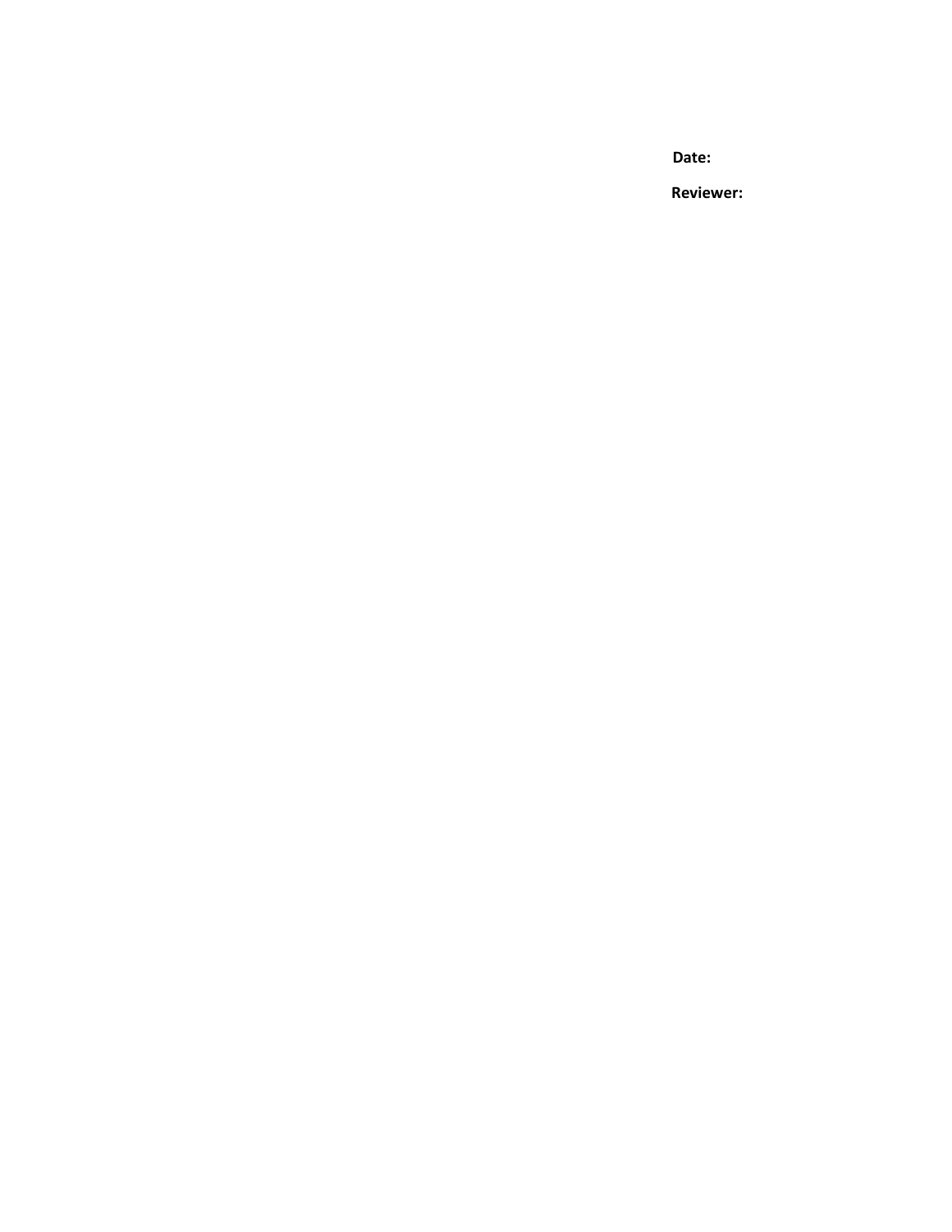**Date:**

**Reviewer:**